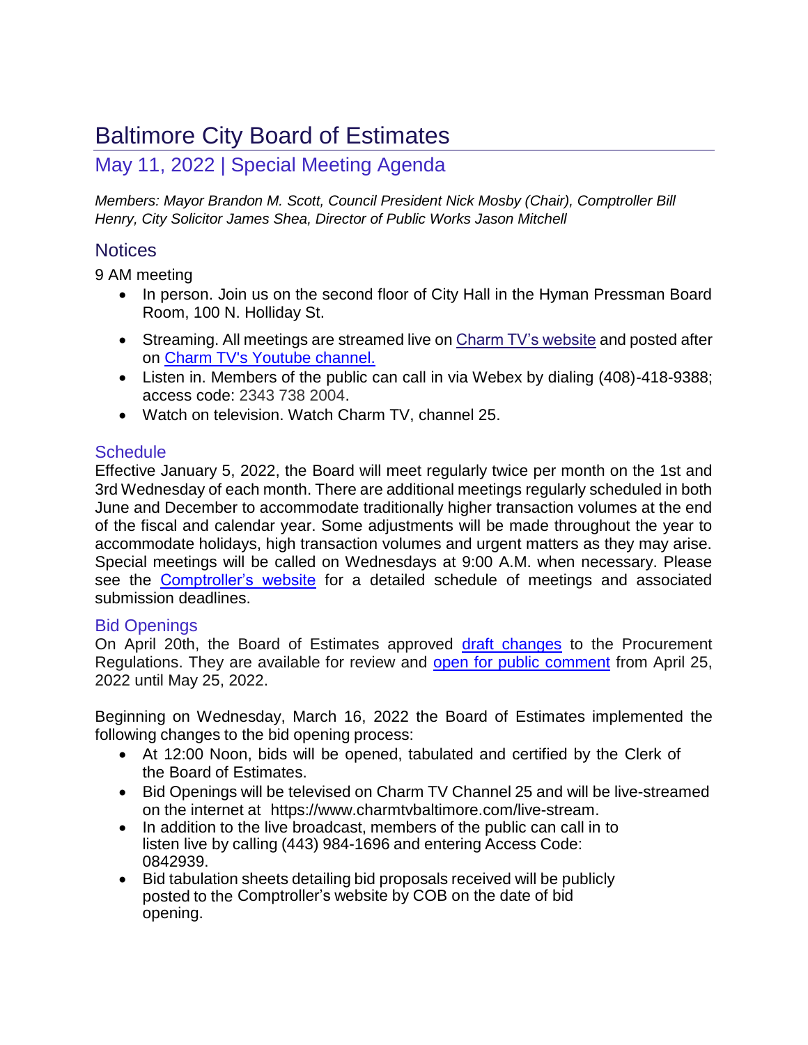# Baltimore City Board of Estimates

## May 11, 2022 | Special Meeting Agenda

*Members: Mayor Brandon M. Scott, Council President Nick Mosby (Chair), Comptroller Bill Henry, City Solicitor James Shea, Director of Public Works Jason Mitchell*

## Notices

9 AM meeting

- In person. Join us on the second floor of City Hall in the Hyman Pressman Board Room, 100 N. Holliday St.
- Streaming. All meetings are streamed live on Charm TV's website and posted after on Charm TV's Youtube channel.
- Listen in. Members of the public can call in via Webex by dialing (408)-418-9388; access code: 2343 738 2004.
- Watch on television. Watch Charm TV, channel 25.

### Schedule

Effective January 5, 2022, the Board will meet regularly twice per month on the 1st and 3rd Wednesday of each month. There are additional meetings regularly scheduled in both June and December to accommodate traditionally higher transaction volumes at the end of the fiscal and calendar year. Some adjustments will be made throughout the year to accommodate holidays, high transaction volumes and urgent matters as they may arise. Special meetings will be called on Wednesdays at 9:00 A.M. when necessary. Please see the Comptroller's website for a detailed schedule of meetings and associated submission deadlines.

### Bid Openings

On April 20th, the Board of Estimates approved draft changes to the Procurement Regulations. They are available for review and open for public comment from April 25, 2022 until May 25, 2022.

Beginning on Wednesday, March 16, 2022 the Board of Estimates implemented the following changes to the bid opening process:

- At 12:00 Noon, bids will be opened, tabulated and certified by the Clerk of the Board of Estimates.
- Bid Openings will be televised on Charm TV Channel 25 and will be live-streamed on the internet at https://www.charmtvbaltimore.com/live-stream.
- In addition to the live broadcast, members of the public can call in to listen live by calling (443) 984-1696 and entering Access Code: 0842939.
- Bid tabulation sheets detailing bid proposals received will be publicly posted to the Comptroller's website by COB on the date of bid opening.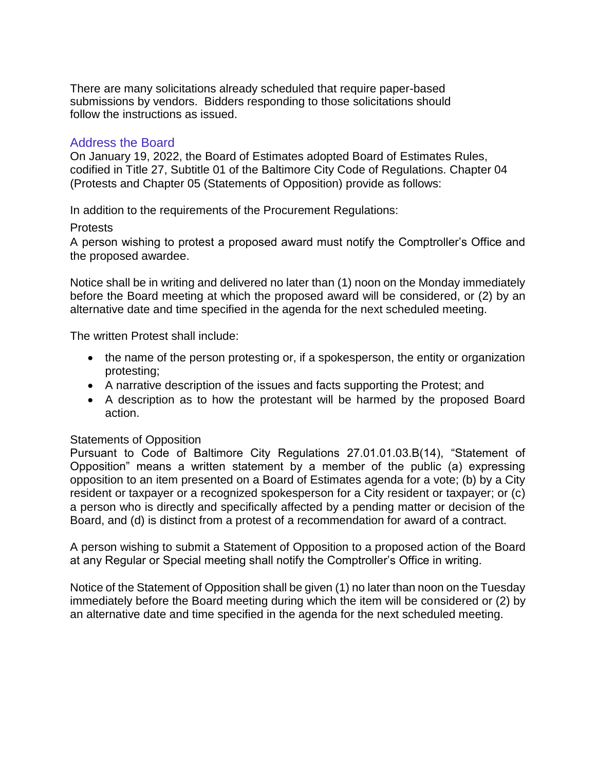There are many solicitations already scheduled that require paper-based submissions by vendors. Bidders responding to those solicitations should follow the instructions as issued.

## Address the Board

On January 19, 2022, the Board of Estimates adopted Board of Estimates Rules, codified in Title 27, Subtitle 01 of the Baltimore City Code of Regulations. Chapter 04 (Protests and Chapter 05 (Statements of Opposition) provide as follows:

In addition to the requirements of the Procurement Regulations:

Protests

A person wishing to protest a proposed award must notify the Comptroller's Office and the proposed awardee.

Notice shall be in writing and delivered no later than (1) noon on the Monday immediately before the Board meeting at which the proposed award will be considered, or (2) by an alternative date and time specified in the agenda for the next scheduled meeting.

The written Protest shall include:

- the name of the person protesting or, if a spokesperson, the entity or organization protesting;
- A narrative description of the issues and facts supporting the Protest; and
- A description as to how the protestant will be harmed by the proposed Board action.

Statements of Opposition

Pursuant to Code of Baltimore City Regulations 27.01.01.03.B(14), "Statement of Opposition" means a written statement by a member of the public (a) expressing opposition to an item presented on a Board of Estimates agenda for a vote; (b) by a City resident or taxpayer or a recognized spokesperson for a City resident or taxpayer; or (c) a person who is directly and specifically affected by a pending matter or decision of the Board, and (d) is distinct from a protest of a recommendation for award of a contract.

A person wishing to submit a Statement of Opposition to a proposed action of the Board at any Regular or Special meeting shall notify the Comptroller's Office in writing.

Notice of the Statement of Opposition shall be given (1) no later than noon on the Tuesday immediately before the Board meeting during which the item will be considered or (2) by an alternative date and time specified in the agenda for the next scheduled meeting.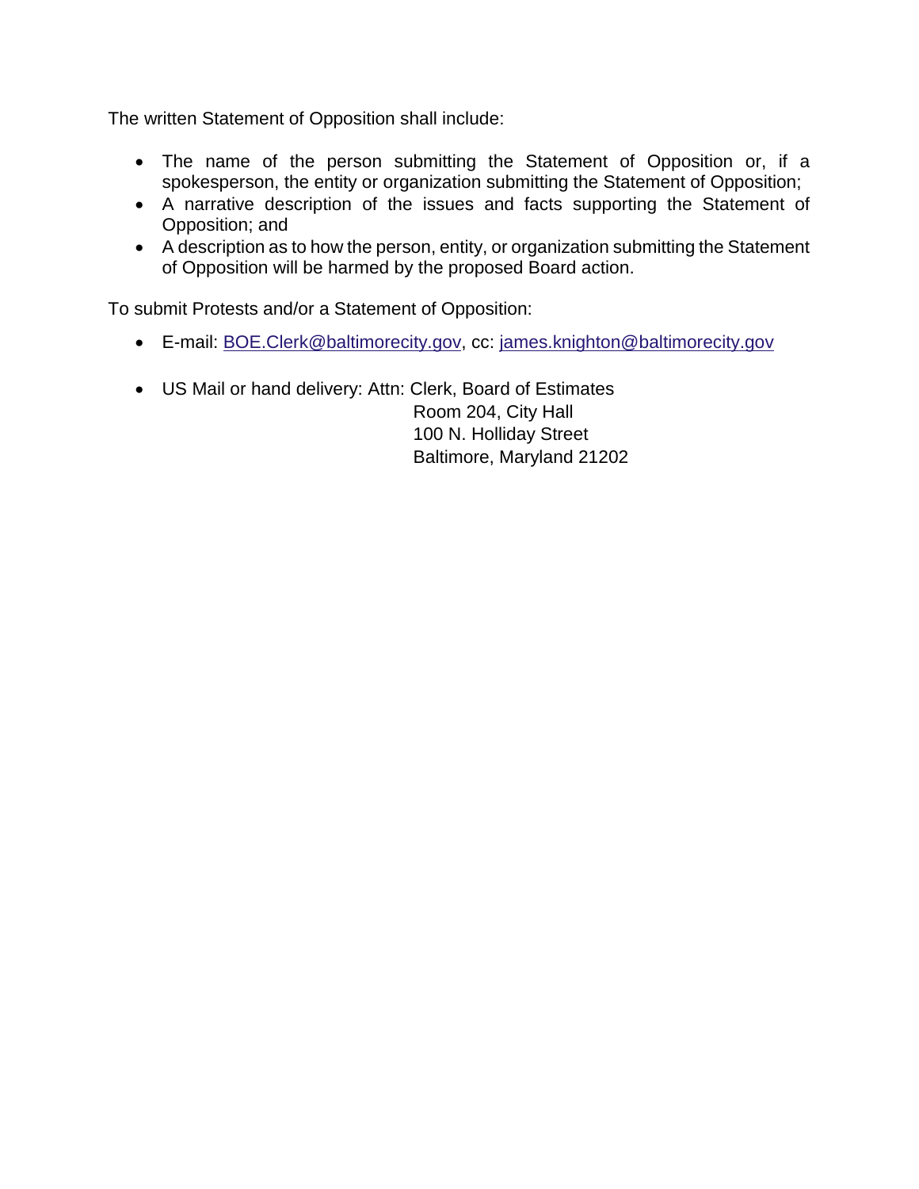The written Statement of Opposition shall include:

- The name of the person submitting the Statement of Opposition or, if a spokesperson, the entity or organization submitting the Statement of Opposition;
- A narrative description of the issues and facts supporting the Statement of Opposition; and
- A description as to how the person, entity, or organization submitting the Statement of Opposition will be harmed by the proposed Board action.

To submit Protests and/or a Statement of Opposition:

- E-mail: BOE.Clerk@baltimorecity.gov, cc: james.knighton@baltimorecity.gov

- US Mail or hand delivery: Attn: Clerk, Board of Estimates
  Room 204, City Hall
  100 N. Holliday Street
  Baltimore, Maryland 21202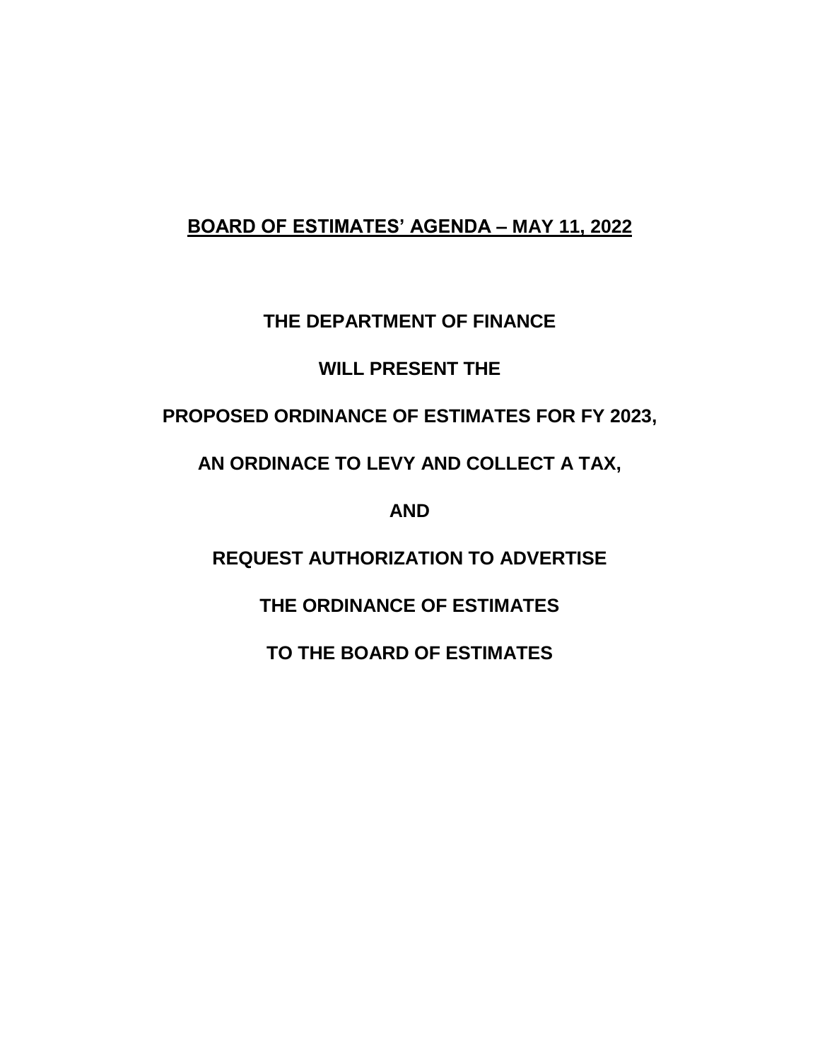**BOARD OF ESTIMATES' AGENDA – MAY 11, 2022**

**THE DEPARTMENT OF FINANCE**

**WILL PRESENT THE**

**PROPOSED ORDINANCE OF ESTIMATES FOR FY 2023,**

**AN ORDINACE TO LEVY AND COLLECT A TAX,**

**AND**

**REQUEST AUTHORIZATION TO ADVERTISE**

**THE ORDINANCE OF ESTIMATES**

**TO THE BOARD OF ESTIMATES**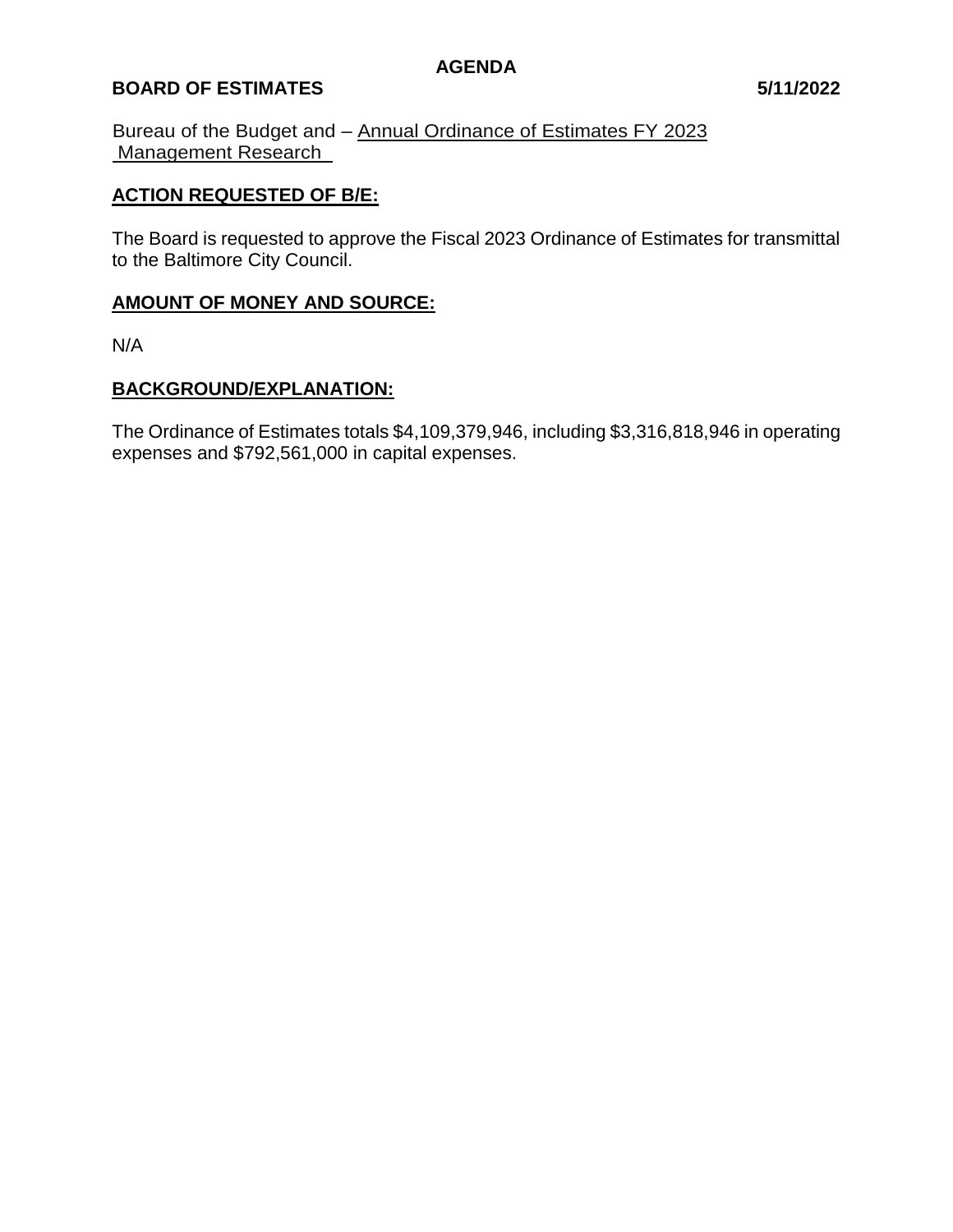**AGENDA**

**BOARD OF ESTIMATES** **5/11/2022**

Bureau of the Budget and Management Research – Annual Ordinance of Estimates FY 2023

**ACTION REQUESTED OF B/E:**

The Board is requested to approve the Fiscal 2023 Ordinance of Estimates for transmittal to the Baltimore City Council.

**AMOUNT OF MONEY AND SOURCE:**

N/A

**BACKGROUND/EXPLANATION:**

The Ordinance of Estimates totals $4,109,379,946, including $3,316,818,946 in operating expenses and $792,561,000 in capital expenses.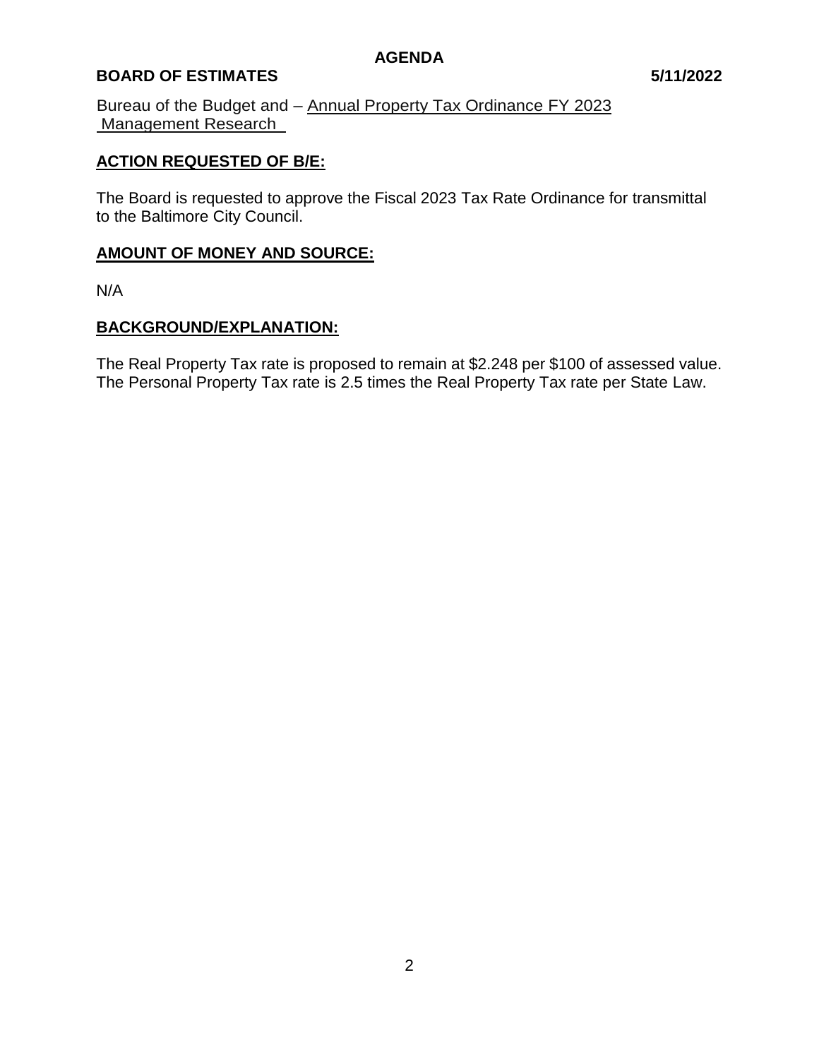# AGENDA

**BOARD OF ESTIMATES** **5/11/2022**

Bureau of the Budget and – Annual Property Tax Ordinance FY 2023
Management Research

## ACTION REQUESTED OF B/E:

The Board is requested to approve the Fiscal 2023 Tax Rate Ordinance for transmittal to the Baltimore City Council.

## AMOUNT OF MONEY AND SOURCE:

N/A

## BACKGROUND/EXPLANATION:

The Real Property Tax rate is proposed to remain at $2.248 per $100 of assessed value. The Personal Property Tax rate is 2.5 times the Real Property Tax rate per State Law.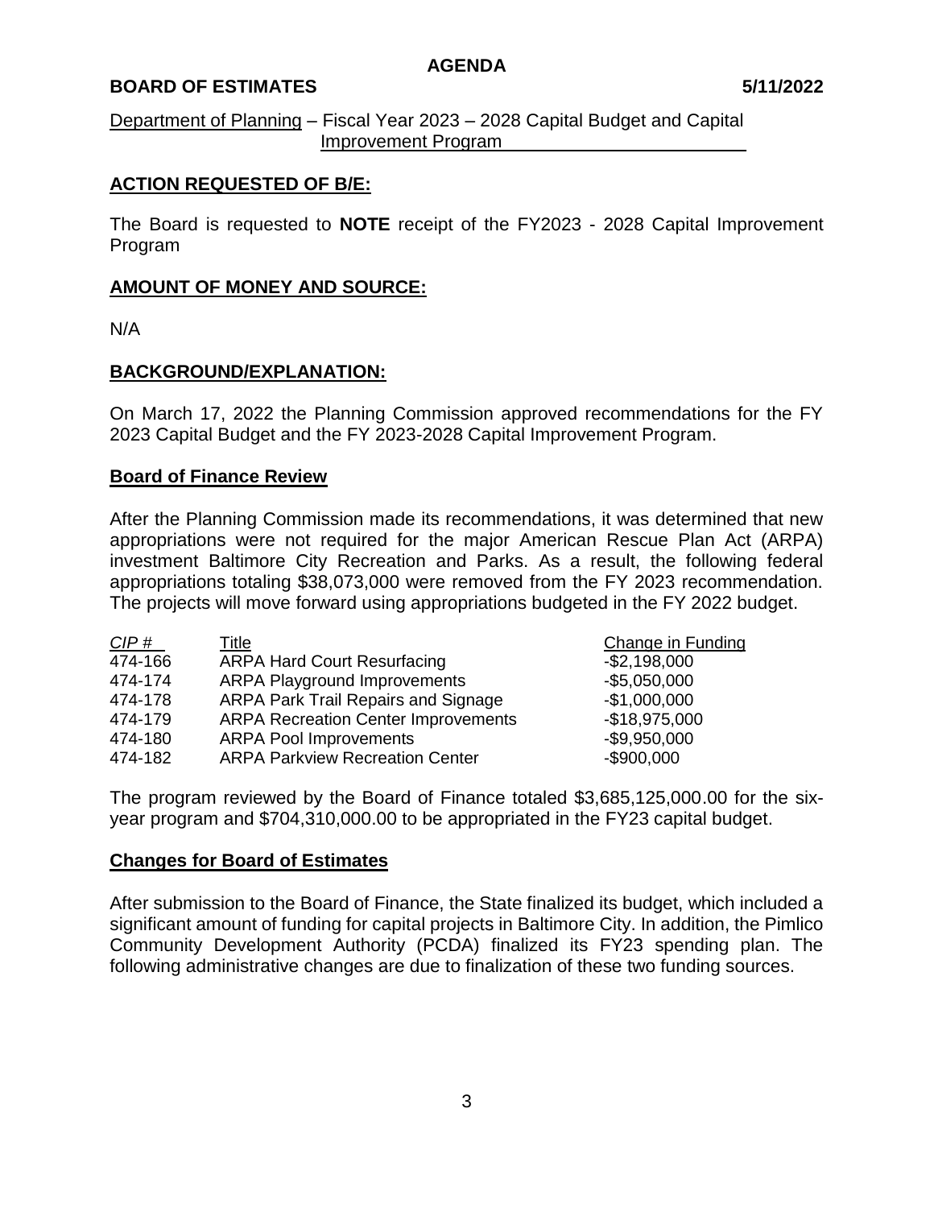**AGENDA**

**BOARD OF ESTIMATES** **5/11/2022**

Department of Planning – Fiscal Year 2023 – 2028 Capital Budget and Capital Improvement Program

## ACTION REQUESTED OF B/E:

The Board is requested to **NOTE** receipt of the FY2023 - 2028 Capital Improvement Program

## AMOUNT OF MONEY AND SOURCE:

N/A

## BACKGROUND/EXPLANATION:

On March 17, 2022 the Planning Commission approved recommendations for the FY 2023 Capital Budget and the FY 2023-2028 Capital Improvement Program.

### Board of Finance Review

After the Planning Commission made its recommendations, it was determined that new appropriations were not required for the major American Rescue Plan Act (ARPA) investment Baltimore City Recreation and Parks. As a result, the following federal appropriations totaling $38,073,000 were removed from the FY 2023 recommendation. The projects will move forward using appropriations budgeted in the FY 2022 budget.

| *CIP #* | Title | Change in Funding |
|---|---|---|
| 474-166 | ARPA Hard Court Resurfacing | -$2,198,000 |
| 474-174 | ARPA Playground Improvements | -$5,050,000 |
| 474-178 | ARPA Park Trail Repairs and Signage | -$1,000,000 |
| 474-179 | ARPA Recreation Center Improvements | -$18,975,000 |
| 474-180 | ARPA Pool Improvements | -$9,950,000 |
| 474-182 | ARPA Parkview Recreation Center | -$900,000 |

The program reviewed by the Board of Finance totaled $3,685,125,000.00 for the six-year program and $704,310,000.00 to be appropriated in the FY23 capital budget.

### Changes for Board of Estimates

After submission to the Board of Finance, the State finalized its budget, which included a significant amount of funding for capital projects in Baltimore City. In addition, the Pimlico Community Development Authority (PCDA) finalized its FY23 spending plan. The following administrative changes are due to finalization of these two funding sources.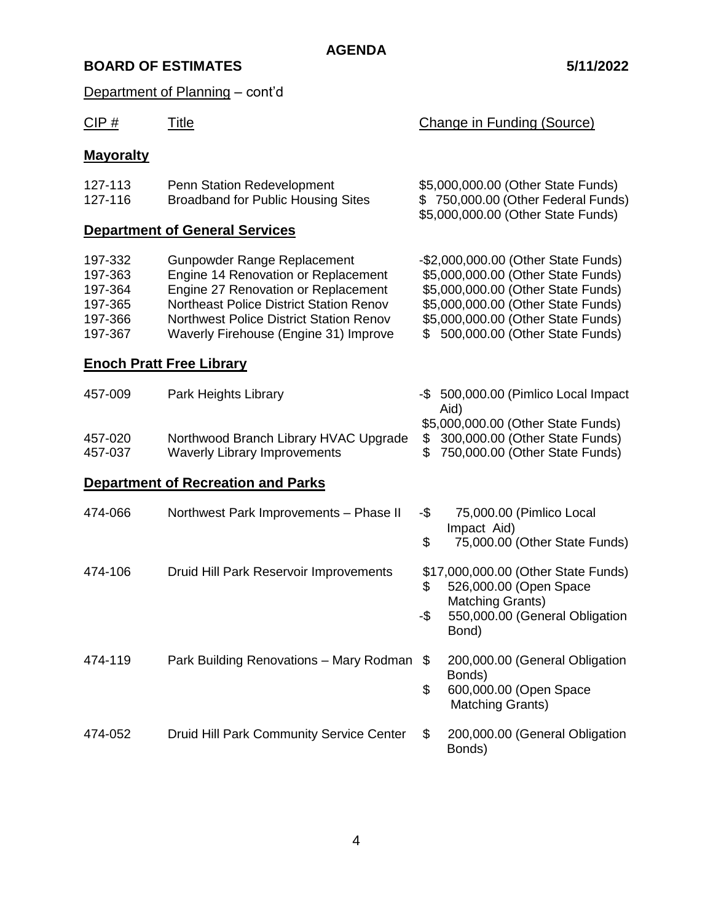**AGENDA**

**BOARD OF ESTIMATES** **5/11/2022**

Department of Planning – cont'd

| CIP # | Title | Change in Funding (Source) |
|---|---|---|
| **Mayoralty** | | |
| 127-113 | Penn Station Redevelopment | $5,000,000.00 (Other State Funds) |
| 127-116 | Broadband for Public Housing Sites | $ 750,000.00 (Other Federal Funds)<br>$5,000,000.00 (Other State Funds) |
| **Department of General Services** | | |
| 197-332 | Gunpowder Range Replacement | -$2,000,000.00 (Other State Funds) |
| 197-363 | Engine 14 Renovation or Replacement | $5,000,000.00 (Other State Funds) |
| 197-364 | Engine 27 Renovation or Replacement | $5,000,000.00 (Other State Funds) |
| 197-365 | Northeast Police District Station Renov | $5,000,000.00 (Other State Funds) |
| 197-366 | Northwest Police District Station Renov | $5,000,000.00 (Other State Funds) |
| 197-367 | Waverly Firehouse (Engine 31) Improve | $ 500,000.00 (Other State Funds) |
| **Enoch Pratt Free Library** | | |
| 457-009 | Park Heights Library | -$ 500,000.00 (Pimlico Local Impact Aid)<br>$5,000,000.00 (Other State Funds) |
| 457-020 | Northwood Branch Library HVAC Upgrade | $ 300,000.00 (Other State Funds) |
| 457-037 | Waverly Library Improvements | $ 750,000.00 (Other State Funds) |
| **Department of Recreation and Parks** | | |
| 474-066 | Northwest Park Improvements – Phase II | -$ 75,000.00 (Pimlico Local Impact Aid)<br>$ 75,000.00 (Other State Funds) |
| 474-106 | Druid Hill Park Reservoir Improvements | $17,000,000.00 (Other State Funds)<br>$ 526,000.00 (Open Space Matching Grants)<br>-$ 550,000.00 (General Obligation Bond) |
| 474-119 | Park Building Renovations – Mary Rodman | $ 200,000.00 (General Obligation Bonds)<br>$ 600,000.00 (Open Space Matching Grants) |
| 474-052 | Druid Hill Park Community Service Center | $ 200,000.00 (General Obligation Bonds) |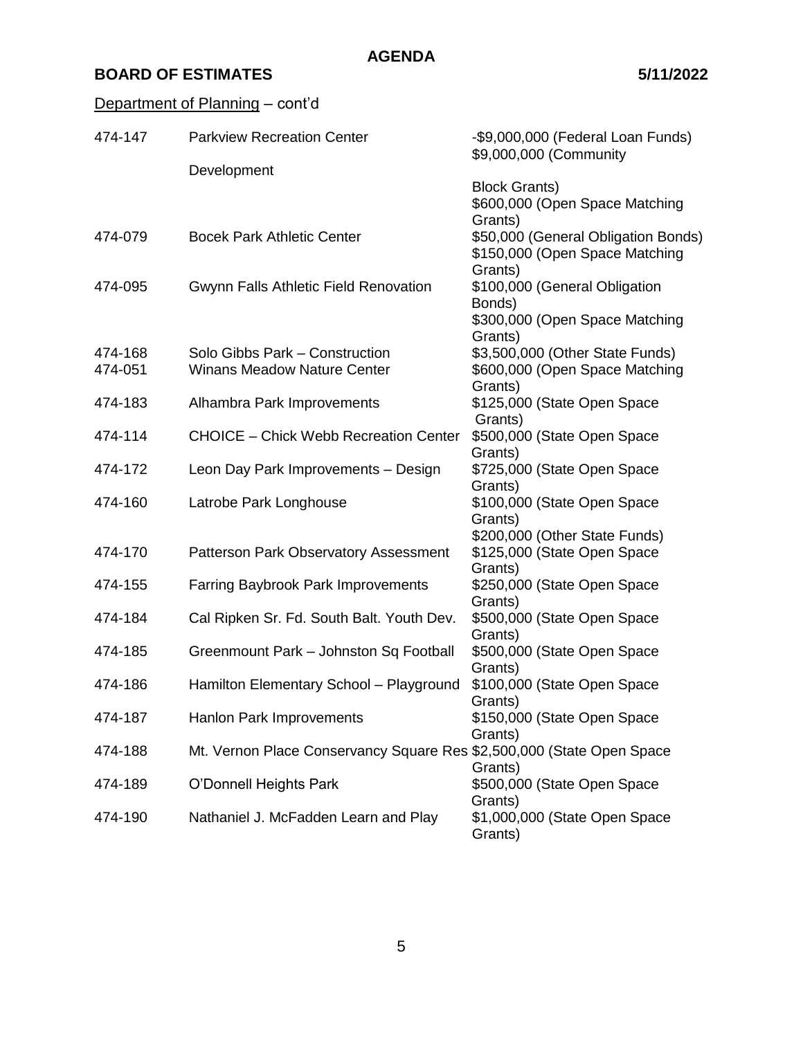# AGENDA

**BOARD OF ESTIMATES** **5/11/2022**

Department of Planning – cont'd

| | | |
|---|---|---|
| 474-147 | Parkview Recreation Center Development | -$9,000,000 (Federal Loan Funds)<br>$9,000,000 (Community Block Grants)<br>$600,000 (Open Space Matching Grants) |
| 474-079 | Bocek Park Athletic Center | $50,000 (General Obligation Bonds)<br>$150,000 (Open Space Matching Grants) |
| 474-095 | Gwynn Falls Athletic Field Renovation | $100,000 (General Obligation Bonds)<br>$300,000 (Open Space Matching Grants) |
| 474-168 | Solo Gibbs Park – Construction | $3,500,000 (Other State Funds) |
| 474-051 | Winans Meadow Nature Center | $600,000 (Open Space Matching Grants) |
| 474-183 | Alhambra Park Improvements | $125,000 (State Open Space Grants) |
| 474-114 | CHOICE – Chick Webb Recreation Center | $500,000 (State Open Space Grants) |
| 474-172 | Leon Day Park Improvements – Design | $725,000 (State Open Space Grants) |
| 474-160 | Latrobe Park Longhouse | $100,000 (State Open Space Grants)<br>$200,000 (Other State Funds) |
| 474-170 | Patterson Park Observatory Assessment | $125,000 (State Open Space Grants) |
| 474-155 | Farring Baybrook Park Improvements | $250,000 (State Open Space Grants) |
| 474-184 | Cal Ripken Sr. Fd. South Balt. Youth Dev. | $500,000 (State Open Space Grants) |
| 474-185 | Greenmount Park – Johnston Sq Football | $500,000 (State Open Space Grants) |
| 474-186 | Hamilton Elementary School – Playground | $100,000 (State Open Space Grants) |
| 474-187 | Hanlon Park Improvements | $150,000 (State Open Space Grants) |
| 474-188 | Mt. Vernon Place Conservancy Square Res | $2,500,000 (State Open Space Grants) |
| 474-189 | O'Donnell Heights Park | $500,000 (State Open Space Grants) |
| 474-190 | Nathaniel J. McFadden Learn and Play | $1,000,000 (State Open Space Grants) |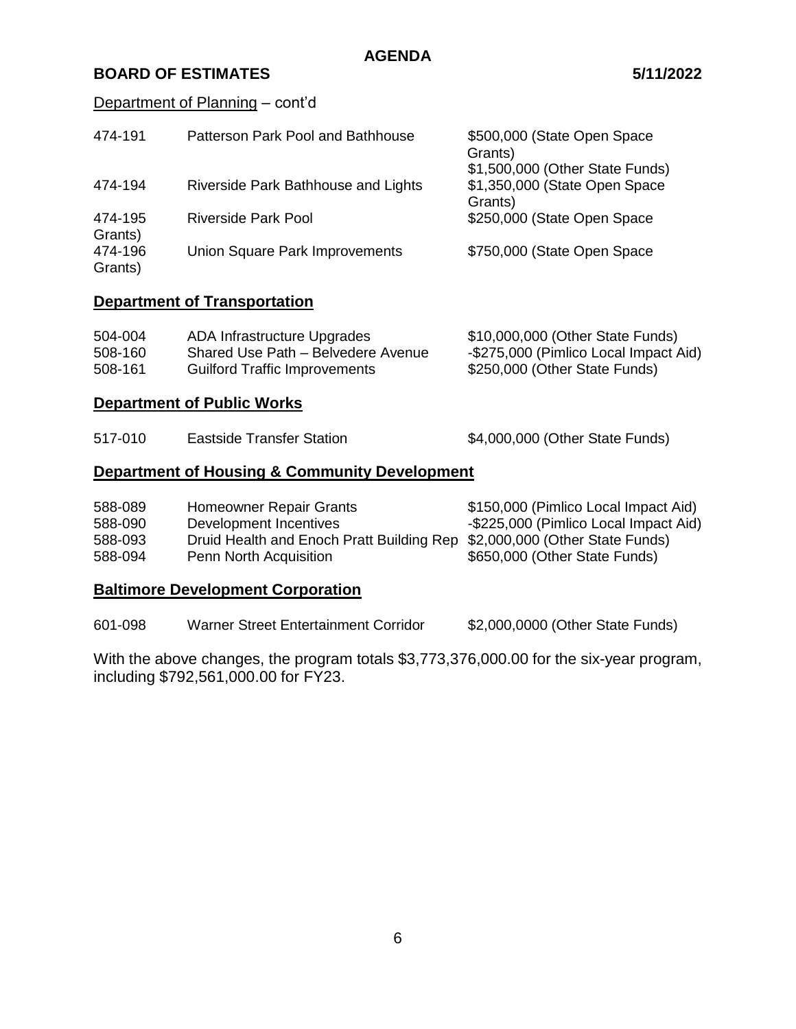**AGENDA**

**BOARD OF ESTIMATES** **5/11/2022**

Department of Planning – cont'd

| | | |
|---|---|---|
| 474-191 | Patterson Park Pool and Bathhouse | \$500,000 (State Open Space Grants)<br>\$1,500,000 (Other State Funds) |
| 474-194 | Riverside Park Bathhouse and Lights | \$1,350,000 (State Open Space Grants) |
| 474-195 | Riverside Park Pool | \$250,000 (State Open Space Grants) |
| 474-196 | Union Square Park Improvements | \$750,000 (State Open Space Grants) |

## Department of Transportation

| | | |
|---|---|---|
| 504-004 | ADA Infrastructure Upgrades | \$10,000,000 (Other State Funds) |
| 508-160 | Shared Use Path – Belvedere Avenue | -\$275,000 (Pimlico Local Impact Aid) |
| 508-161 | Guilford Traffic Improvements | \$250,000 (Other State Funds) |

## Department of Public Works

| | | |
|---|---|---|
| 517-010 | Eastside Transfer Station | \$4,000,000 (Other State Funds) |

## Department of Housing & Community Development

| | | |
|---|---|---|
| 588-089 | Homeowner Repair Grants | \$150,000 (Pimlico Local Impact Aid) |
| 588-090 | Development Incentives | -\$225,000 (Pimlico Local Impact Aid) |
| 588-093 | Druid Health and Enoch Pratt Building Rep | \$2,000,000 (Other State Funds) |
| 588-094 | Penn North Acquisition | \$650,000 (Other State Funds) |

## Baltimore Development Corporation

| | | |
|---|---|---|
| 601-098 | Warner Street Entertainment Corridor | \$2,000,0000 (Other State Funds) |

With the above changes, the program totals \$3,773,376,000.00 for the six-year program, including \$792,561,000.00 for FY23.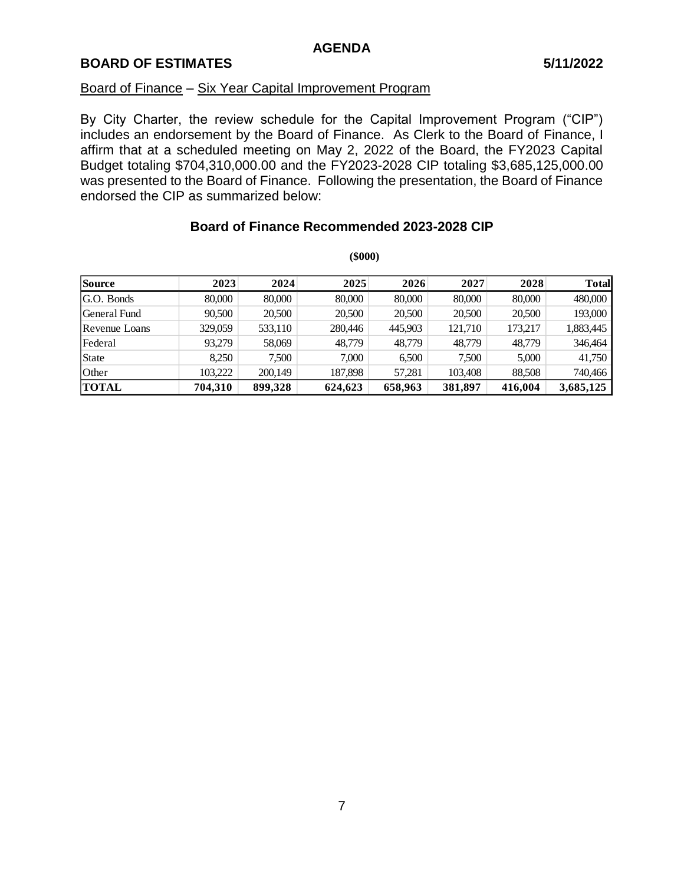**AGENDA**

**BOARD OF ESTIMATES** **5/11/2022**

Board of Finance – Six Year Capital Improvement Program

By City Charter, the review schedule for the Capital Improvement Program ("CIP") includes an endorsement by the Board of Finance. As Clerk to the Board of Finance, I affirm that at a scheduled meeting on May 2, 2022 of the Board, the FY2023 Capital Budget totaling $704,310,000.00 and the FY2023-2028 CIP totaling $3,685,125,000.00 was presented to the Board of Finance. Following the presentation, the Board of Finance endorsed the CIP as summarized below:

### Board of Finance Recommended 2023-2028 CIP

**($000)**

| Source | 2023 | 2024 | 2025 | 2026 | 2027 | 2028 | Total |
|---|---|---|---|---|---|---|---|
| G.O. Bonds | 80,000 | 80,000 | 80,000 | 80,000 | 80,000 | 80,000 | 480,000 |
| General Fund | 90,500 | 20,500 | 20,500 | 20,500 | 20,500 | 20,500 | 193,000 |
| Revenue Loans | 329,059 | 533,110 | 280,446 | 445,903 | 121,710 | 173,217 | 1,883,445 |
| Federal | 93,279 | 58,069 | 48,779 | 48,779 | 48,779 | 48,779 | 346,464 |
| State | 8,250 | 7,500 | 7,000 | 6,500 | 7,500 | 5,000 | 41,750 |
| Other | 103,222 | 200,149 | 187,898 | 57,281 | 103,408 | 88,508 | 740,466 |
| **TOTAL** | **704,310** | **899,328** | **624,623** | **658,963** | **381,897** | **416,004** | **3,685,125** |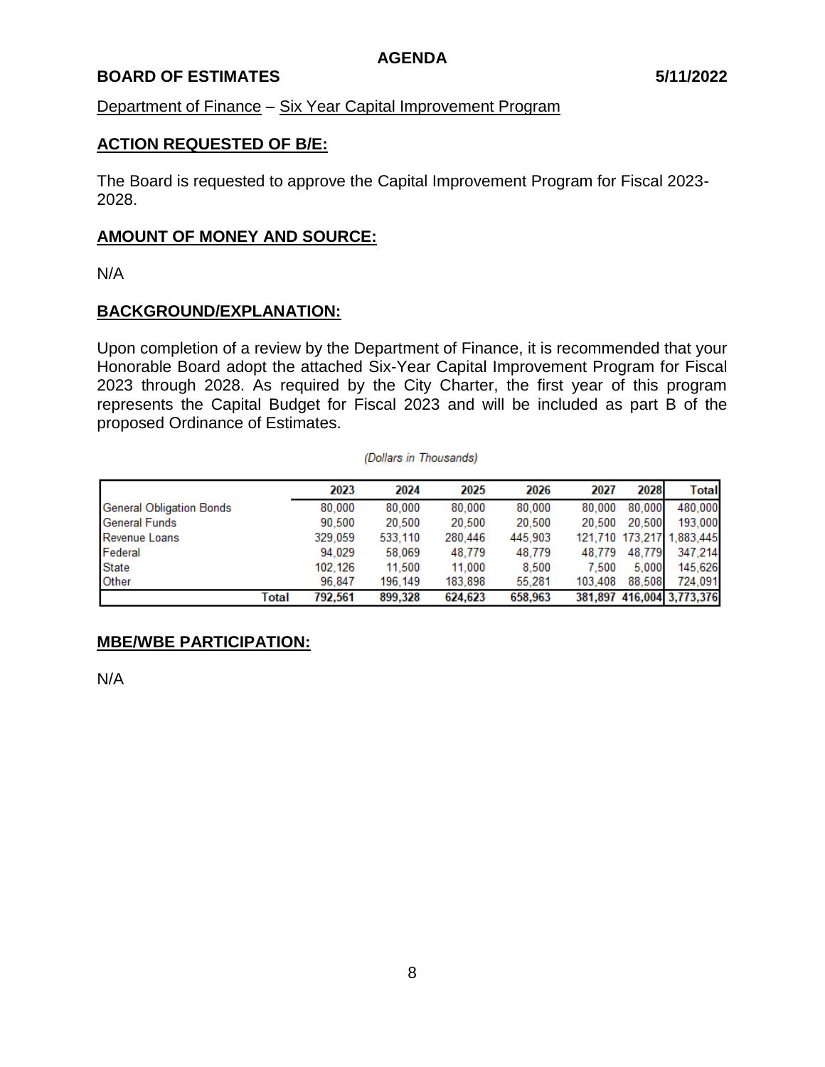**AGENDA**

**BOARD OF ESTIMATES** **5/11/2022**

Department of Finance – Six Year Capital Improvement Program

## ACTION REQUESTED OF B/E:

The Board is requested to approve the Capital Improvement Program for Fiscal 2023-2028.

## AMOUNT OF MONEY AND SOURCE:

N/A

## BACKGROUND/EXPLANATION:

Upon completion of a review by the Department of Finance, it is recommended that your Honorable Board adopt the attached Six-Year Capital Improvement Program for Fiscal 2023 through 2028. As required by the City Charter, the first year of this program represents the Capital Budget for Fiscal 2023 and will be included as part B of the proposed Ordinance of Estimates.

*(Dollars in Thousands)*

| | 2023 | 2024 | 2025 | 2026 | 2027 | 2028 | Total |
|---|---|---|---|---|---|---|---|
| General Obligation Bonds | 80,000 | 80,000 | 80,000 | 80,000 | 80,000 | 80,000 | 480,000 |
| General Funds | 90,500 | 20,500 | 20,500 | 20,500 | 20,500 | 20,500 | 193,000 |
| Revenue Loans | 329,059 | 533,110 | 280,446 | 445,903 | 121,710 | 173,217 | 1,883,445 |
| Federal | 94,029 | 58,069 | 48,779 | 48,779 | 48,779 | 48,779 | 347,214 |
| State | 102,126 | 11,500 | 11,000 | 8,500 | 7,500 | 5,000 | 145,626 |
| Other | 96,847 | 196,149 | 183,898 | 55,281 | 103,408 | 88,508 | 724,091 |
| **Total** | **792,561** | **899,328** | **624,623** | **658,963** | **381,897** | **416,004** | **3,773,376** |

## MBE/WBE PARTICIPATION:

N/A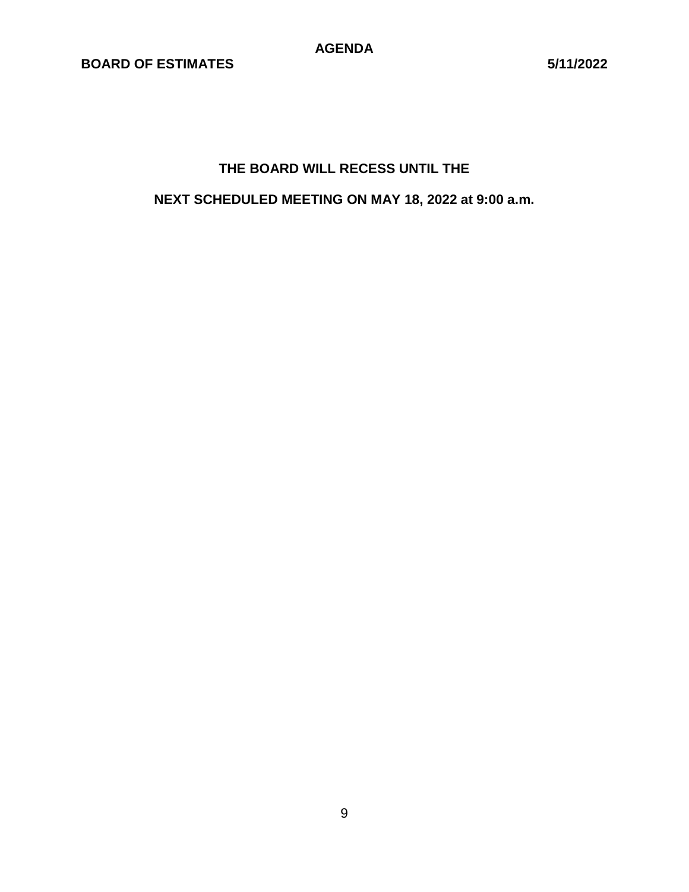**THE BOARD WILL RECESS UNTIL THE**

**NEXT SCHEDULED MEETING ON MAY 18, 2022 at 9:00 a.m.**